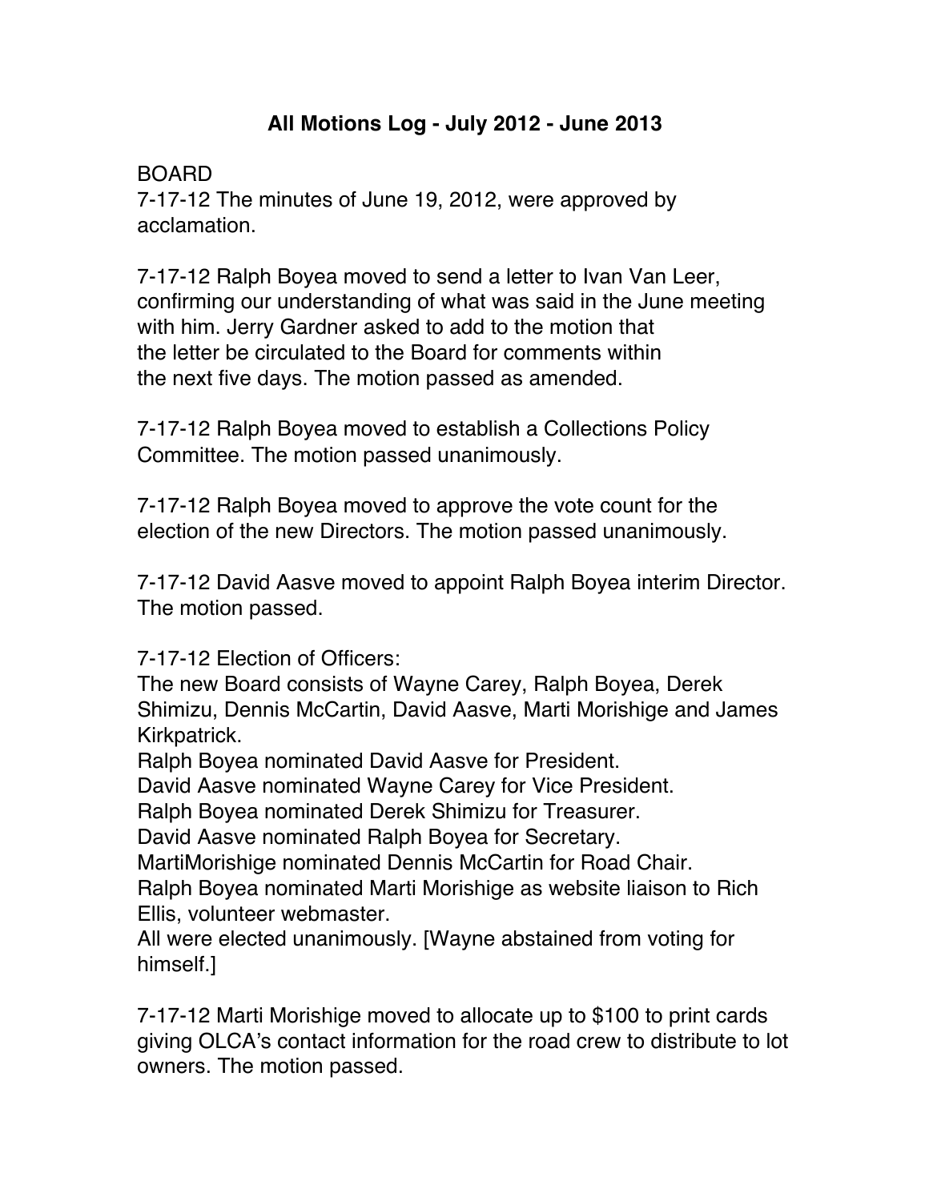# All Motions Log - July 2012 - June 2013

BOARD

7-17-12 The minutes of June 19, 2012, were approved by acclamation.

7-17-12 Ralph Boyea moved to send a letter to Ivan Van Leer, confirming our understanding of what was said in the June meeting with him. Jerry Gardner asked to add to the motion that the letter be circulated to the Board for comments within the next five days. The motion passed as amended.

7-17-12 Ralph Boyea moved to establish a Collections Policy Committee. The motion passed unanimously.

7-17-12 Ralph Boyea moved to approve the vote count for the election of the new Directors. The motion passed unanimously.

7-17-12 David Aasve moved to appoint Ralph Boyea interim Director. The motion passed.

7-17-12 Election of Officers:
The new Board consists of Wayne Carey, Ralph Boyea, Derek Shimizu, Dennis McCartin, David Aasve, Marti Morishige and James Kirkpatrick.
Ralph Boyea nominated David Aasve for President.
David Aasve nominated Wayne Carey for Vice President.
Ralph Boyea nominated Derek Shimizu for Treasurer.
David Aasve nominated Ralph Boyea for Secretary.
MartiMorishige nominated Dennis McCartin for Road Chair.
Ralph Boyea nominated Marti Morishige as website liaison to Rich Ellis, volunteer webmaster.
All were elected unanimously. [Wayne abstained from voting for himself.]

7-17-12 Marti Morishige moved to allocate up to $100 to print cards giving OLCA's contact information for the road crew to distribute to lot owners. The motion passed.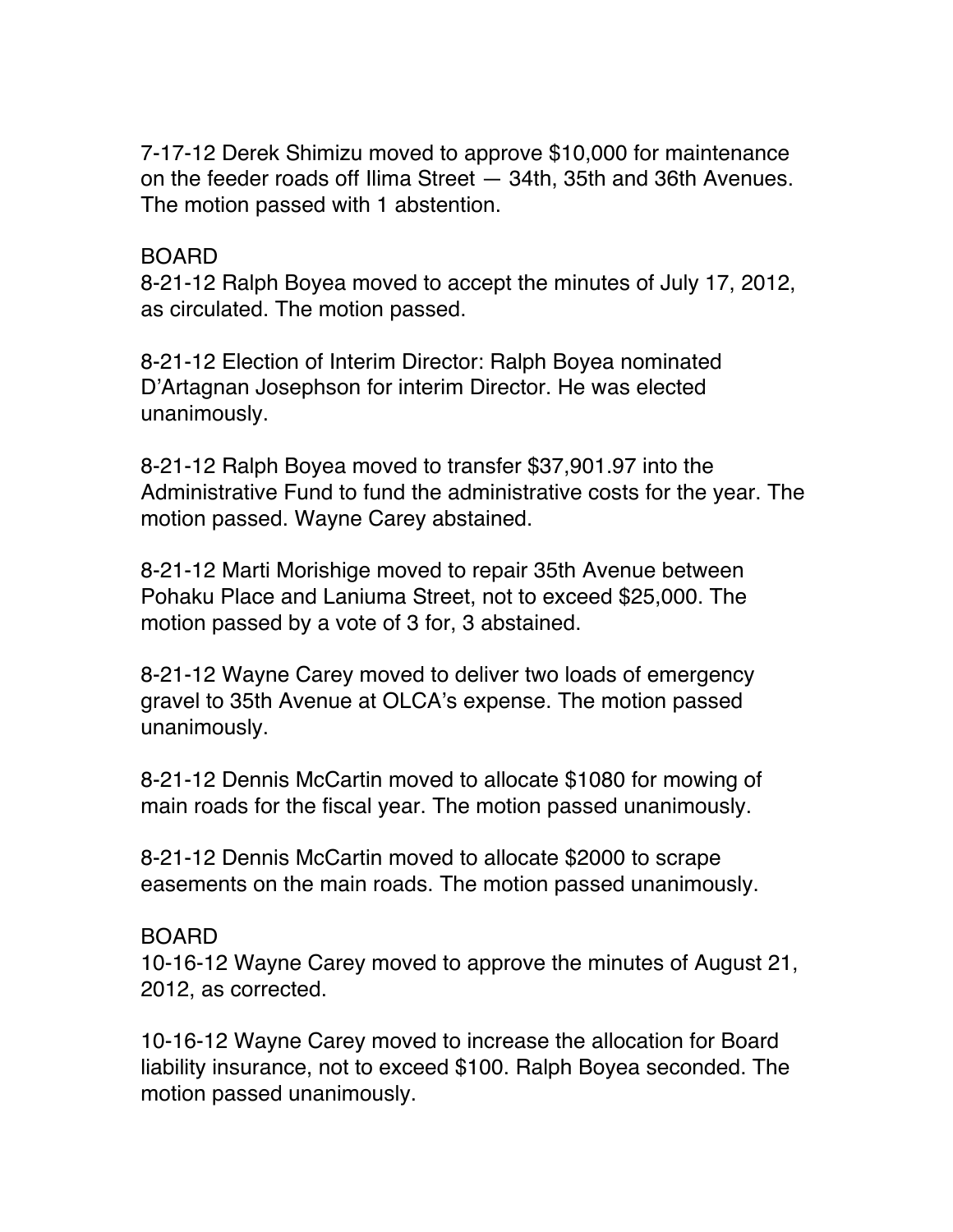7-17-12 Derek Shimizu moved to approve $10,000 for maintenance on the feeder roads off Ilima Street — 34th, 35th and 36th Avenues. The motion passed with 1 abstention.

BOARD

8-21-12 Ralph Boyea moved to accept the minutes of July 17, 2012, as circulated. The motion passed.

8-21-12 Election of Interim Director: Ralph Boyea nominated D'Artagnan Josephson for interim Director. He was elected unanimously.

8-21-12 Ralph Boyea moved to transfer $37,901.97 into the Administrative Fund to fund the administrative costs for the year. The motion passed. Wayne Carey abstained.

8-21-12 Marti Morishige moved to repair 35th Avenue between Pohaku Place and Laniuma Street, not to exceed $25,000. The motion passed by a vote of 3 for, 3 abstained.

8-21-12 Wayne Carey moved to deliver two loads of emergency gravel to 35th Avenue at OLCA's expense. The motion passed unanimously.

8-21-12 Dennis McCartin moved to allocate $1080 for mowing of main roads for the fiscal year. The motion passed unanimously.

8-21-12 Dennis McCartin moved to allocate $2000 to scrape easements on the main roads. The motion passed unanimously.

BOARD

10-16-12 Wayne Carey moved to approve the minutes of August 21, 2012, as corrected.

10-16-12 Wayne Carey moved to increase the allocation for Board liability insurance, not to exceed $100. Ralph Boyea seconded. The motion passed unanimously.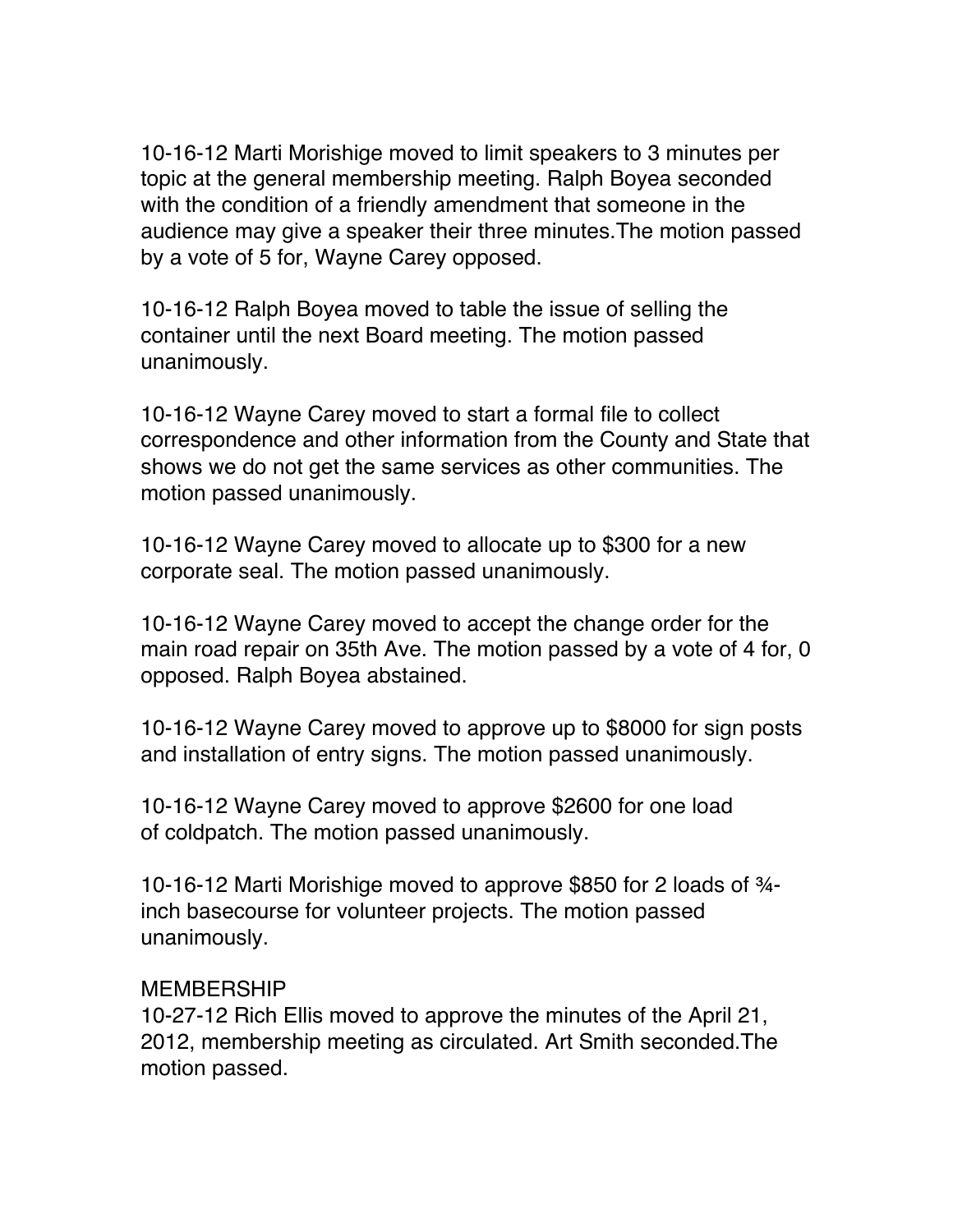10-16-12 Marti Morishige moved to limit speakers to 3 minutes per topic at the general membership meeting. Ralph Boyea seconded with the condition of a friendly amendment that someone in the audience may give a speaker their three minutes.The motion passed by a vote of 5 for, Wayne Carey opposed.

10-16-12 Ralph Boyea moved to table the issue of selling the container until the next Board meeting. The motion passed unanimously.

10-16-12 Wayne Carey moved to start a formal file to collect correspondence and other information from the County and State that shows we do not get the same services as other communities. The motion passed unanimously.

10-16-12 Wayne Carey moved to allocate up to $300 for a new corporate seal. The motion passed unanimously.

10-16-12 Wayne Carey moved to accept the change order for the main road repair on 35th Ave. The motion passed by a vote of 4 for, 0 opposed. Ralph Boyea abstained.

10-16-12 Wayne Carey moved to approve up to $8000 for sign posts and installation of entry signs. The motion passed unanimously.

10-16-12 Wayne Carey moved to approve $2600 for one load of coldpatch. The motion passed unanimously.

10-16-12 Marti Morishige moved to approve $850 for 2 loads of ¾-inch basecourse for volunteer projects. The motion passed unanimously.

MEMBERSHIP

10-27-12 Rich Ellis moved to approve the minutes of the April 21, 2012, membership meeting as circulated. Art Smith seconded.The motion passed.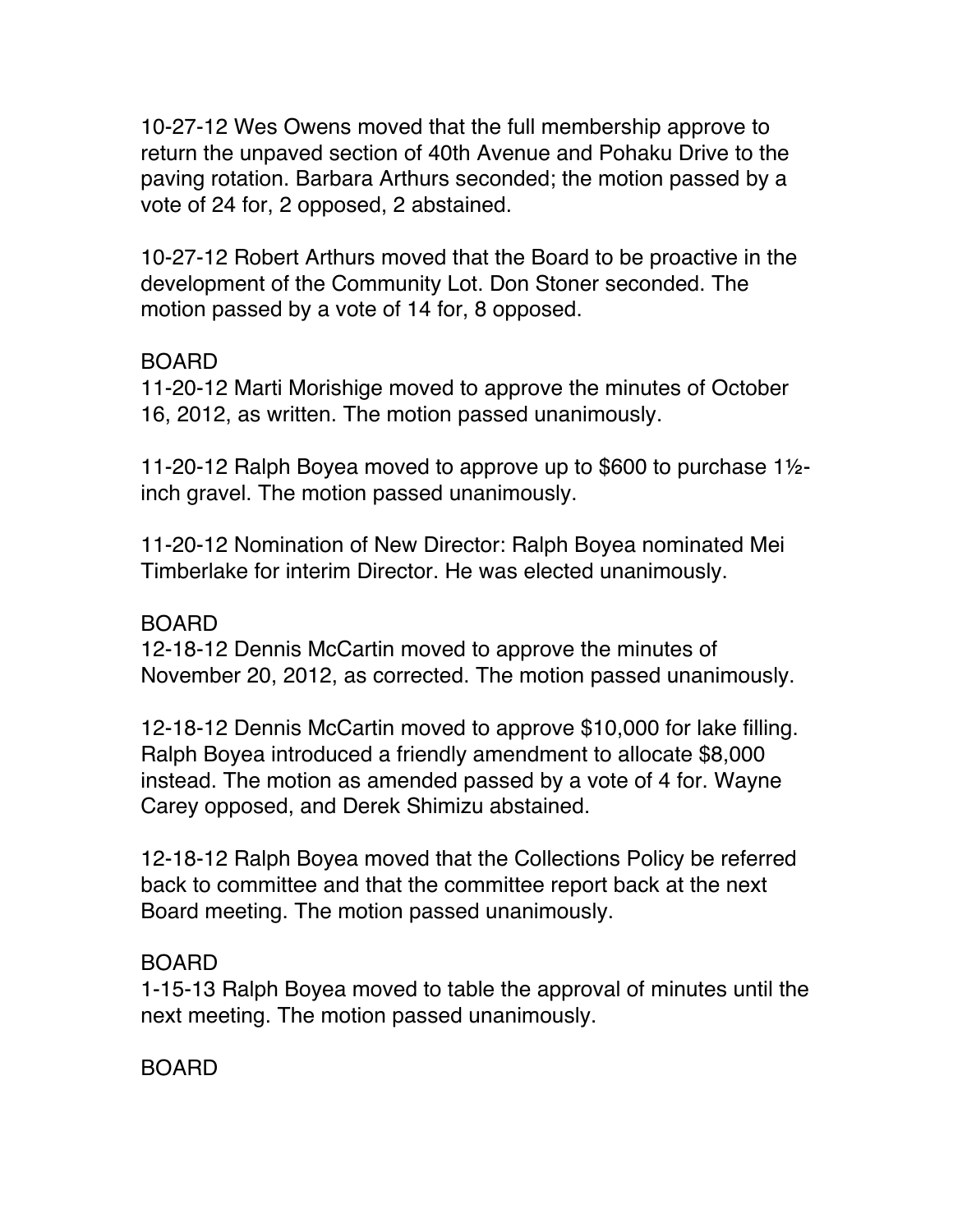10-27-12 Wes Owens moved that the full membership approve to return the unpaved section of 40th Avenue and Pohaku Drive to the paving rotation. Barbara Arthurs seconded; the motion passed by a vote of 24 for, 2 opposed, 2 abstained.

10-27-12 Robert Arthurs moved that the Board to be proactive in the development of the Community Lot. Don Stoner seconded. The motion passed by a vote of 14 for, 8 opposed.

BOARD

11-20-12 Marti Morishige moved to approve the minutes of October 16, 2012, as written. The motion passed unanimously.

11-20-12 Ralph Boyea moved to approve up to $600 to purchase 1½-inch gravel. The motion passed unanimously.

11-20-12 Nomination of New Director: Ralph Boyea nominated Mei Timberlake for interim Director. He was elected unanimously.

BOARD

12-18-12 Dennis McCartin moved to approve the minutes of November 20, 2012, as corrected. The motion passed unanimously.

12-18-12 Dennis McCartin moved to approve $10,000 for lake filling. Ralph Boyea introduced a friendly amendment to allocate $8,000 instead. The motion as amended passed by a vote of 4 for. Wayne Carey opposed, and Derek Shimizu abstained.

12-18-12 Ralph Boyea moved that the Collections Policy be referred back to committee and that the committee report back at the next Board meeting. The motion passed unanimously.

BOARD

1-15-13 Ralph Boyea moved to table the approval of minutes until the next meeting. The motion passed unanimously.

BOARD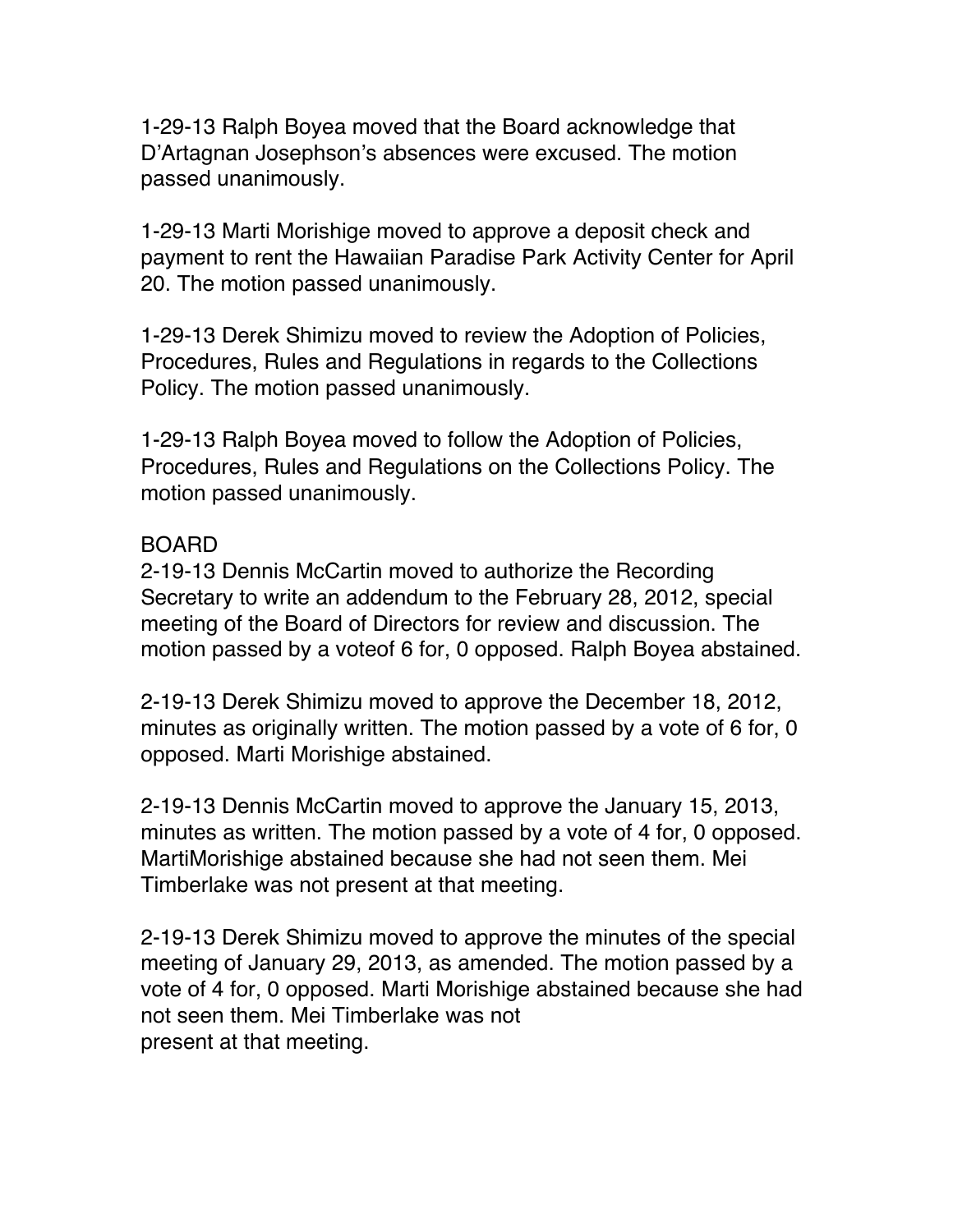1-29-13 Ralph Boyea moved that the Board acknowledge that D'Artagnan Josephson's absences were excused. The motion passed unanimously.

1-29-13 Marti Morishige moved to approve a deposit check and payment to rent the Hawaiian Paradise Park Activity Center for April 20. The motion passed unanimously.

1-29-13 Derek Shimizu moved to review the Adoption of Policies, Procedures, Rules and Regulations in regards to the Collections Policy. The motion passed unanimously.

1-29-13 Ralph Boyea moved to follow the Adoption of Policies, Procedures, Rules and Regulations on the Collections Policy. The motion passed unanimously.

BOARD

2-19-13 Dennis McCartin moved to authorize the Recording Secretary to write an addendum to the February 28, 2012, special meeting of the Board of Directors for review and discussion. The motion passed by a voteof 6 for, 0 opposed. Ralph Boyea abstained.

2-19-13 Derek Shimizu moved to approve the December 18, 2012, minutes as originally written. The motion passed by a vote of 6 for, 0 opposed. Marti Morishige abstained.

2-19-13 Dennis McCartin moved to approve the January 15, 2013, minutes as written. The motion passed by a vote of 4 for, 0 opposed. MartiMorishige abstained because she had not seen them. Mei Timberlake was not present at that meeting.

2-19-13 Derek Shimizu moved to approve the minutes of the special meeting of January 29, 2013, as amended. The motion passed by a vote of 4 for, 0 opposed. Marti Morishige abstained because she had not seen them. Mei Timberlake was not present at that meeting.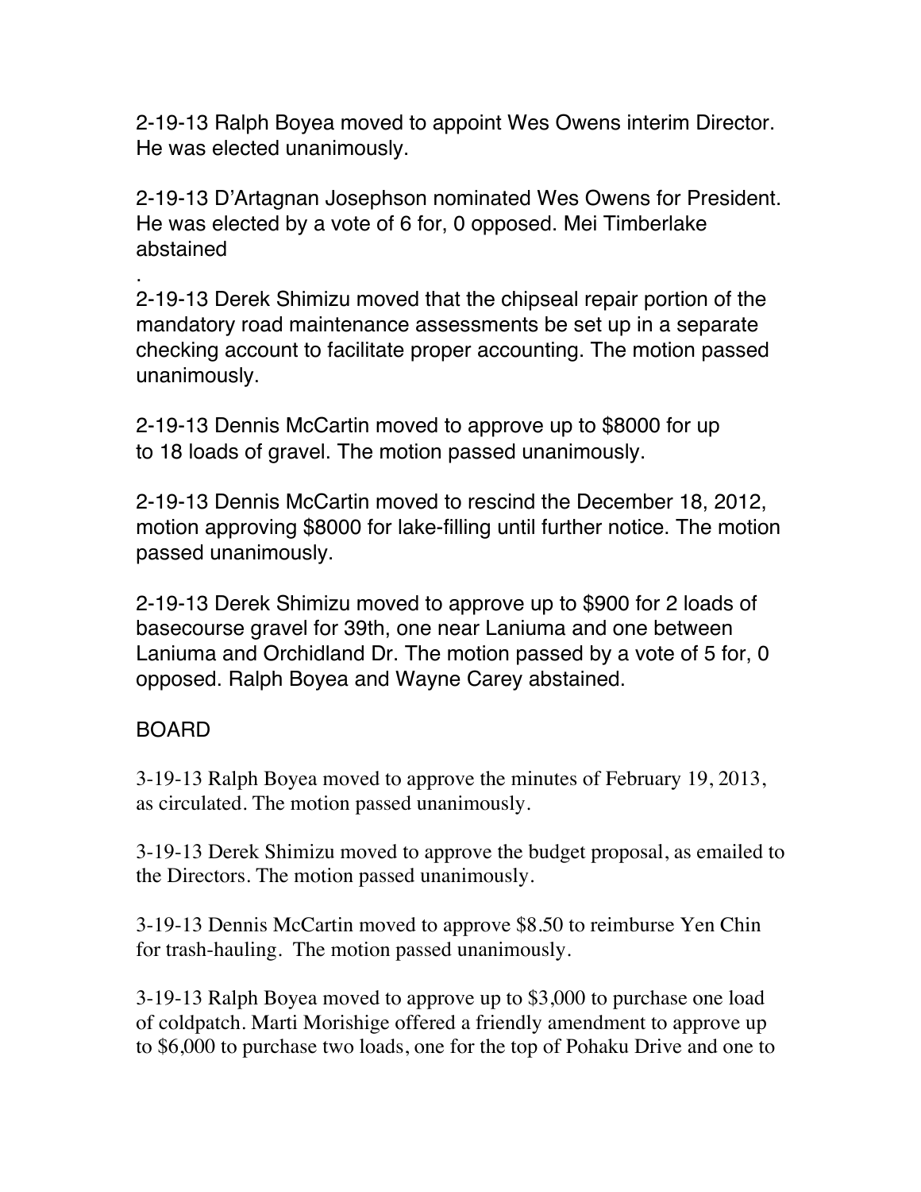2-19-13 Ralph Boyea moved to appoint Wes Owens interim Director. He was elected unanimously.

2-19-13 D'Artagnan Josephson nominated Wes Owens for President. He was elected by a vote of 6 for, 0 opposed. Mei Timberlake abstained

.

2-19-13 Derek Shimizu moved that the chipseal repair portion of the mandatory road maintenance assessments be set up in a separate checking account to facilitate proper accounting. The motion passed unanimously.

2-19-13 Dennis McCartin moved to approve up to $8000 for up to 18 loads of gravel. The motion passed unanimously.

2-19-13 Dennis McCartin moved to rescind the December 18, 2012, motion approving $8000 for lake-filling until further notice. The motion passed unanimously.

2-19-13 Derek Shimizu moved to approve up to $900 for 2 loads of basecourse gravel for 39th, one near Laniuma and one between Laniuma and Orchidland Dr. The motion passed by a vote of 5 for, 0 opposed. Ralph Boyea and Wayne Carey abstained.

BOARD

3-19-13 Ralph Boyea moved to approve the minutes of February 19, 2013, as circulated. The motion passed unanimously.

3-19-13 Derek Shimizu moved to approve the budget proposal, as emailed to the Directors. The motion passed unanimously.

3-19-13 Dennis McCartin moved to approve $8.50 to reimburse Yen Chin for trash-hauling. The motion passed unanimously.

3-19-13 Ralph Boyea moved to approve up to $3,000 to purchase one load of coldpatch. Marti Morishige offered a friendly amendment to approve up to $6,000 to purchase two loads, one for the top of Pohaku Drive and one to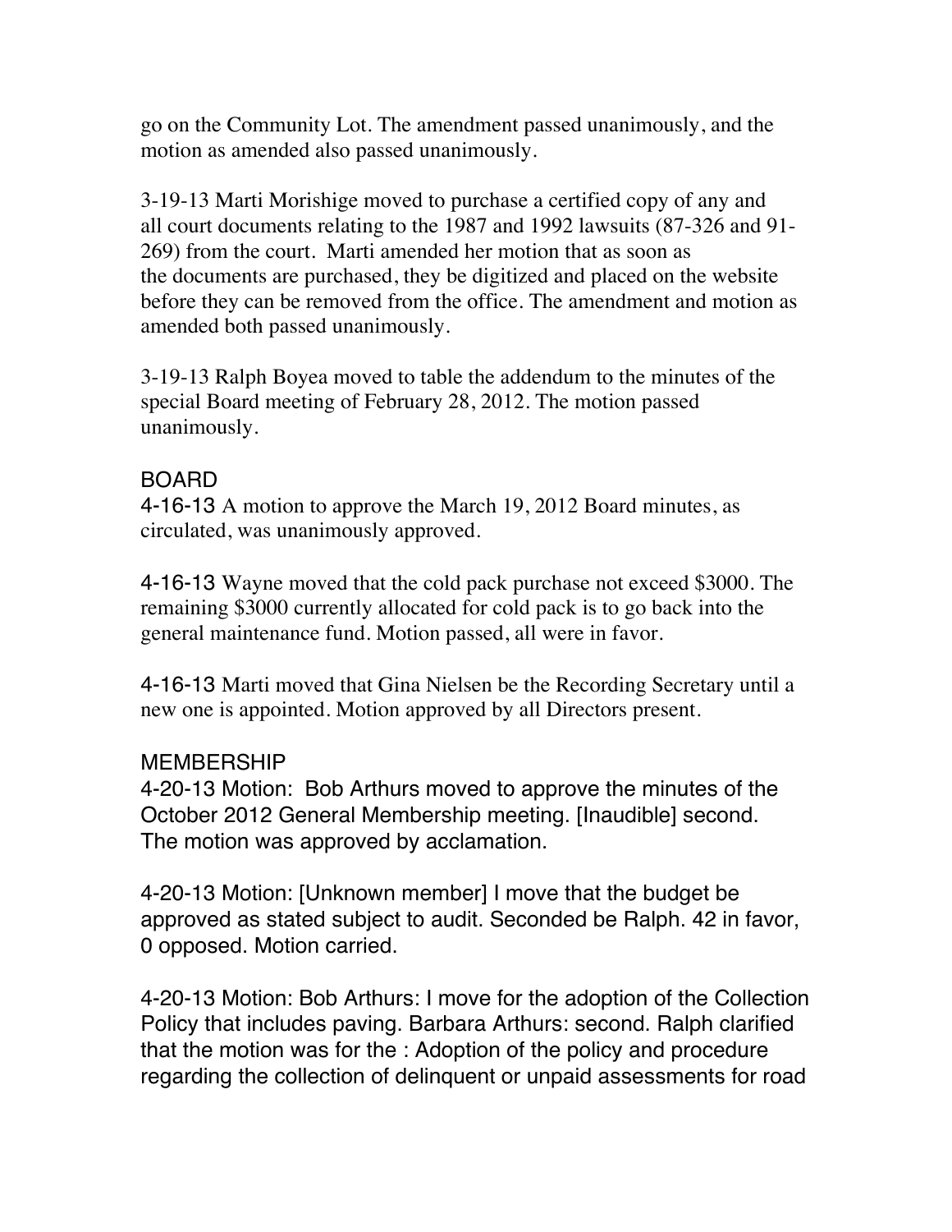go on the Community Lot. The amendment passed unanimously, and the motion as amended also passed unanimously.

3-19-13 Marti Morishige moved to purchase a certified copy of any and all court documents relating to the 1987 and 1992 lawsuits (87-326 and 91-269) from the court. Marti amended her motion that as soon as the documents are purchased, they be digitized and placed on the website before they can be removed from the office. The amendment and motion as amended both passed unanimously.

3-19-13 Ralph Boyea moved to table the addendum to the minutes of the special Board meeting of February 28, 2012. The motion passed unanimously.

BOARD

4-16-13 A motion to approve the March 19, 2012 Board minutes, as circulated, was unanimously approved.

4-16-13 Wayne moved that the cold pack purchase not exceed $3000. The remaining $3000 currently allocated for cold pack is to go back into the general maintenance fund. Motion passed, all were in favor.

4-16-13 Marti moved that Gina Nielsen be the Recording Secretary until a new one is appointed. Motion approved by all Directors present.

MEMBERSHIP

4-20-13 Motion: Bob Arthurs moved to approve the minutes of the October 2012 General Membership meeting. [Inaudible] second. The motion was approved by acclamation.

4-20-13 Motion: [Unknown member] I move that the budget be approved as stated subject to audit. Seconded be Ralph. 42 in favor, 0 opposed. Motion carried.

4-20-13 Motion: Bob Arthurs: I move for the adoption of the Collection Policy that includes paving. Barbara Arthurs: second. Ralph clarified that the motion was for the : Adoption of the policy and procedure regarding the collection of delinquent or unpaid assessments for road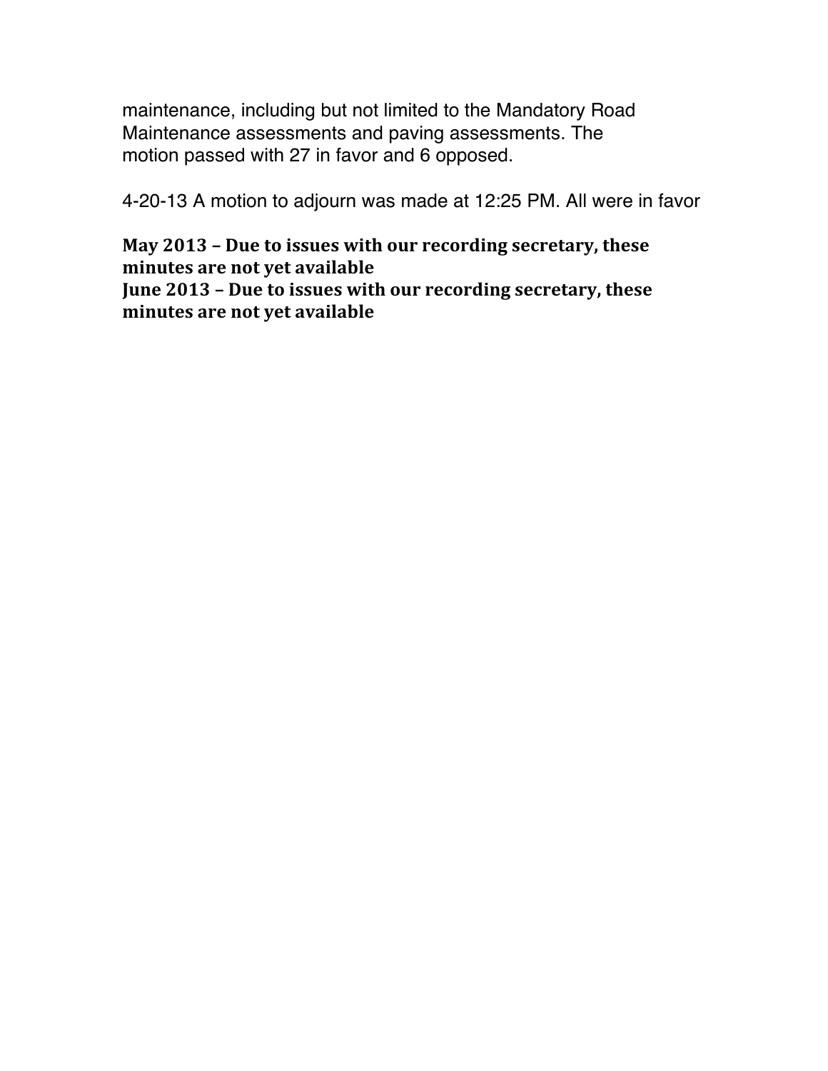maintenance, including but not limited to the Mandatory Road Maintenance assessments and paving assessments. The motion passed with 27 in favor and 6 opposed.

4-20-13 A motion to adjourn was made at 12:25 PM. All were in favor

**May 2013 – Due to issues with our recording secretary, these minutes are not yet available**
**June 2013 – Due to issues with our recording secretary, these minutes are not yet available**